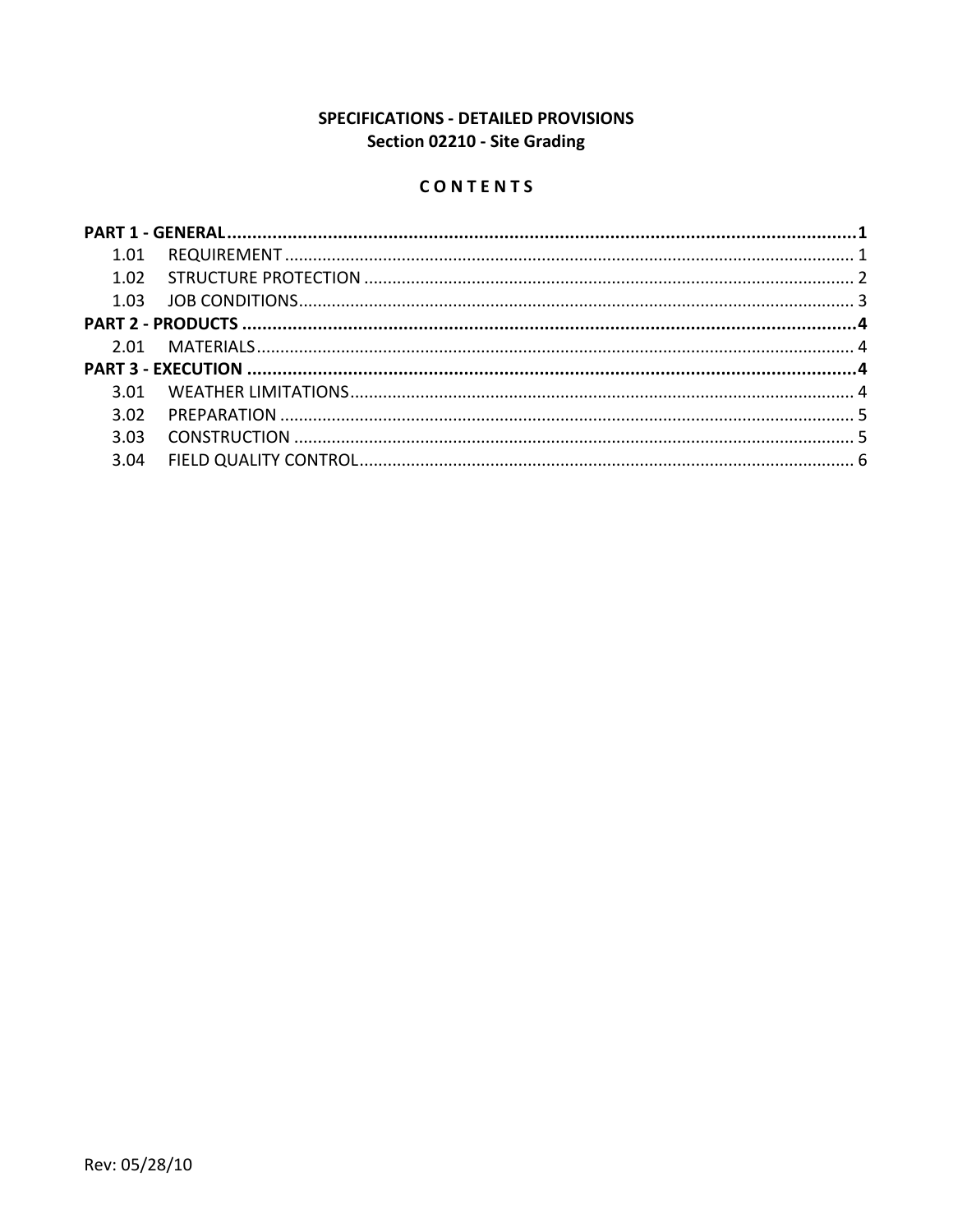# SPECIFICATIONS - DETAILED PROVISIONS
## Section 02210 - Site Grading

### C O N T E N T S

**PART 1 - GENERAL** ........................................................ **1**

1.01 REQUIREMENT ........................................................ 1

1.02 STRUCTURE PROTECTION ........................................................ 2

1.03 JOB CONDITIONS ........................................................ 3

**PART 2 - PRODUCTS** ........................................................ **4**

2.01 MATERIALS ........................................................ 4

**PART 3 - EXECUTION** ........................................................ **4**

3.01 WEATHER LIMITATIONS ........................................................ 4

3.02 PREPARATION ........................................................ 5

3.03 CONSTRUCTION ........................................................ 5

3.04 FIELD QUALITY CONTROL ........................................................ 6

Rev: 05/28/10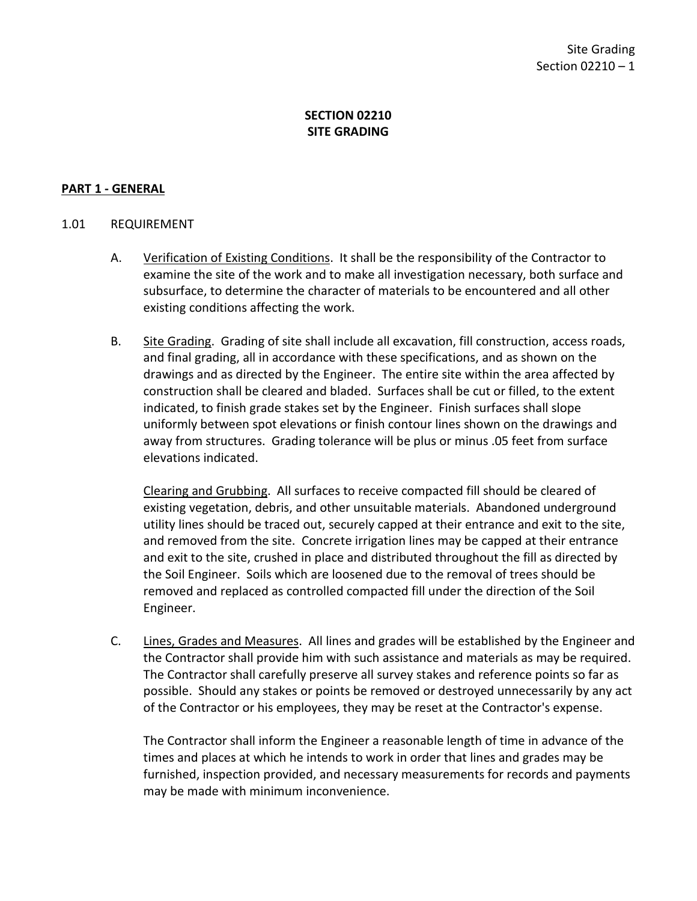# SECTION 02210
# SITE GRADING

## PART 1 - GENERAL

### 1.01 REQUIREMENT

A. Verification of Existing Conditions. It shall be the responsibility of the Contractor to examine the site of the work and to make all investigation necessary, both surface and subsurface, to determine the character of materials to be encountered and all other existing conditions affecting the work.

B. Site Grading. Grading of site shall include all excavation, fill construction, access roads, and final grading, all in accordance with these specifications, and as shown on the drawings and as directed by the Engineer. The entire site within the area affected by construction shall be cleared and bladed. Surfaces shall be cut or filled, to the extent indicated, to finish grade stakes set by the Engineer. Finish surfaces shall slope uniformly between spot elevations or finish contour lines shown on the drawings and away from structures. Grading tolerance will be plus or minus .05 feet from surface elevations indicated.

Clearing and Grubbing. All surfaces to receive compacted fill should be cleared of existing vegetation, debris, and other unsuitable materials. Abandoned underground utility lines should be traced out, securely capped at their entrance and exit to the site, and removed from the site. Concrete irrigation lines may be capped at their entrance and exit to the site, crushed in place and distributed throughout the fill as directed by the Soil Engineer. Soils which are loosened due to the removal of trees should be removed and replaced as controlled compacted fill under the direction of the Soil Engineer.

C. Lines, Grades and Measures. All lines and grades will be established by the Engineer and the Contractor shall provide him with such assistance and materials as may be required. The Contractor shall carefully preserve all survey stakes and reference points so far as possible. Should any stakes or points be removed or destroyed unnecessarily by any act of the Contractor or his employees, they may be reset at the Contractor's expense.

The Contractor shall inform the Engineer a reasonable length of time in advance of the times and places at which he intends to work in order that lines and grades may be furnished, inspection provided, and necessary measurements for records and payments may be made with minimum inconvenience.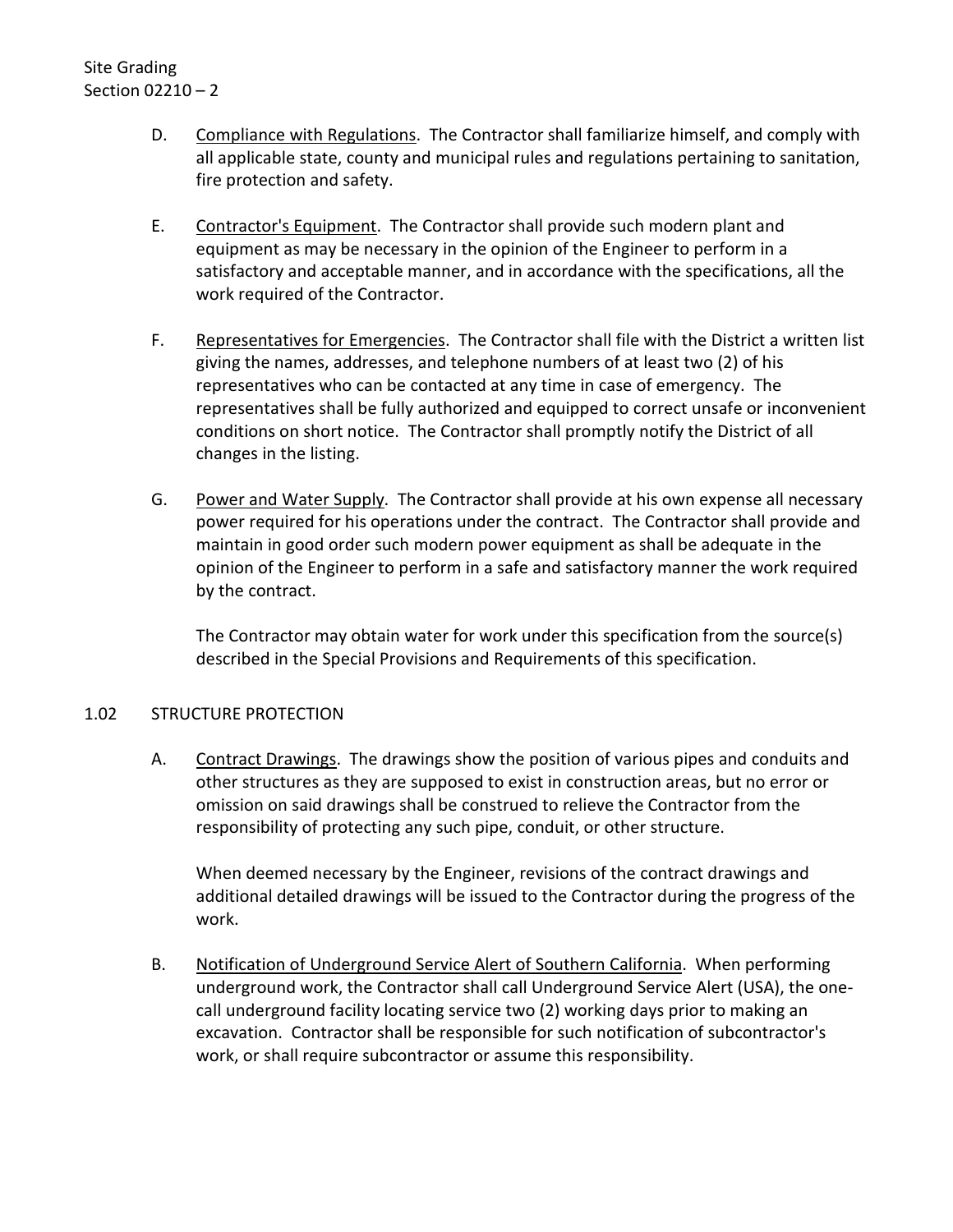D. Compliance with Regulations. The Contractor shall familiarize himself, and comply with all applicable state, county and municipal rules and regulations pertaining to sanitation, fire protection and safety.

E. Contractor's Equipment. The Contractor shall provide such modern plant and equipment as may be necessary in the opinion of the Engineer to perform in a satisfactory and acceptable manner, and in accordance with the specifications, all the work required of the Contractor.

F. Representatives for Emergencies. The Contractor shall file with the District a written list giving the names, addresses, and telephone numbers of at least two (2) of his representatives who can be contacted at any time in case of emergency. The representatives shall be fully authorized and equipped to correct unsafe or inconvenient conditions on short notice. The Contractor shall promptly notify the District of all changes in the listing.

G. Power and Water Supply. The Contractor shall provide at his own expense all necessary power required for his operations under the contract. The Contractor shall provide and maintain in good order such modern power equipment as shall be adequate in the opinion of the Engineer to perform in a safe and satisfactory manner the work required by the contract.

The Contractor may obtain water for work under this specification from the source(s) described in the Special Provisions and Requirements of this specification.

## 1.02 STRUCTURE PROTECTION

A. Contract Drawings. The drawings show the position of various pipes and conduits and other structures as they are supposed to exist in construction areas, but no error or omission on said drawings shall be construed to relieve the Contractor from the responsibility of protecting any such pipe, conduit, or other structure.

When deemed necessary by the Engineer, revisions of the contract drawings and additional detailed drawings will be issued to the Contractor during the progress of the work.

B. Notification of Underground Service Alert of Southern California. When performing underground work, the Contractor shall call Underground Service Alert (USA), the one-call underground facility locating service two (2) working days prior to making an excavation. Contractor shall be responsible for such notification of subcontractor's work, or shall require subcontractor or assume this responsibility.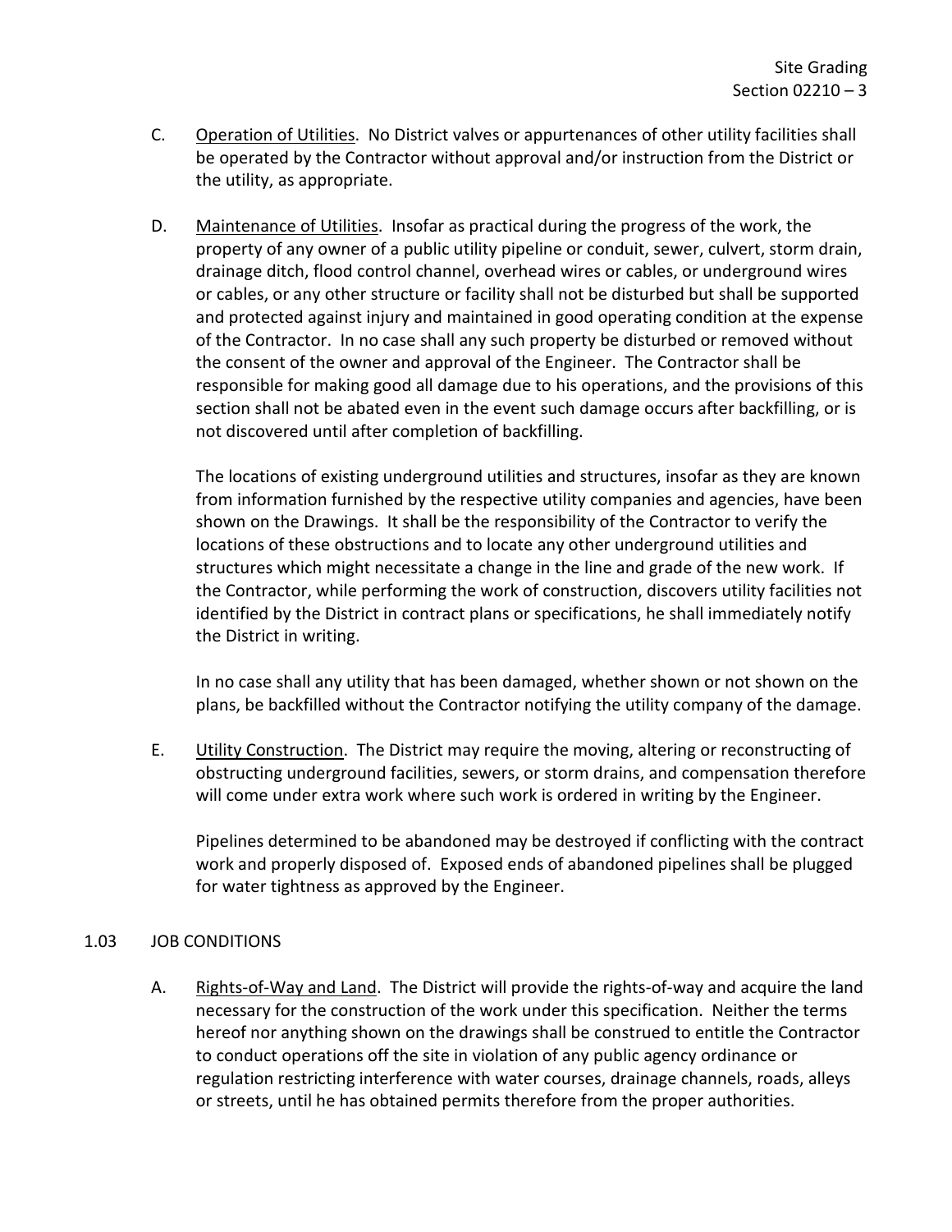C. Operation of Utilities. No District valves or appurtenances of other utility facilities shall be operated by the Contractor without approval and/or instruction from the District or the utility, as appropriate.

D. Maintenance of Utilities. Insofar as practical during the progress of the work, the property of any owner of a public utility pipeline or conduit, sewer, culvert, storm drain, drainage ditch, flood control channel, overhead wires or cables, or underground wires or cables, or any other structure or facility shall not be disturbed but shall be supported and protected against injury and maintained in good operating condition at the expense of the Contractor. In no case shall any such property be disturbed or removed without the consent of the owner and approval of the Engineer. The Contractor shall be responsible for making good all damage due to his operations, and the provisions of this section shall not be abated even in the event such damage occurs after backfilling, or is not discovered until after completion of backfilling.

   The locations of existing underground utilities and structures, insofar as they are known from information furnished by the respective utility companies and agencies, have been shown on the Drawings. It shall be the responsibility of the Contractor to verify the locations of these obstructions and to locate any other underground utilities and structures which might necessitate a change in the line and grade of the new work. If the Contractor, while performing the work of construction, discovers utility facilities not identified by the District in contract plans or specifications, he shall immediately notify the District in writing.

   In no case shall any utility that has been damaged, whether shown or not shown on the plans, be backfilled without the Contractor notifying the utility company of the damage.

E. Utility Construction. The District may require the moving, altering or reconstructing of obstructing underground facilities, sewers, or storm drains, and compensation therefore will come under extra work where such work is ordered in writing by the Engineer.

   Pipelines determined to be abandoned may be destroyed if conflicting with the contract work and properly disposed of. Exposed ends of abandoned pipelines shall be plugged for water tightness as approved by the Engineer.

## 1.03 JOB CONDITIONS

A. Rights-of-Way and Land. The District will provide the rights-of-way and acquire the land necessary for the construction of the work under this specification. Neither the terms hereof nor anything shown on the drawings shall be construed to entitle the Contractor to conduct operations off the site in violation of any public agency ordinance or regulation restricting interference with water courses, drainage channels, roads, alleys or streets, until he has obtained permits therefore from the proper authorities.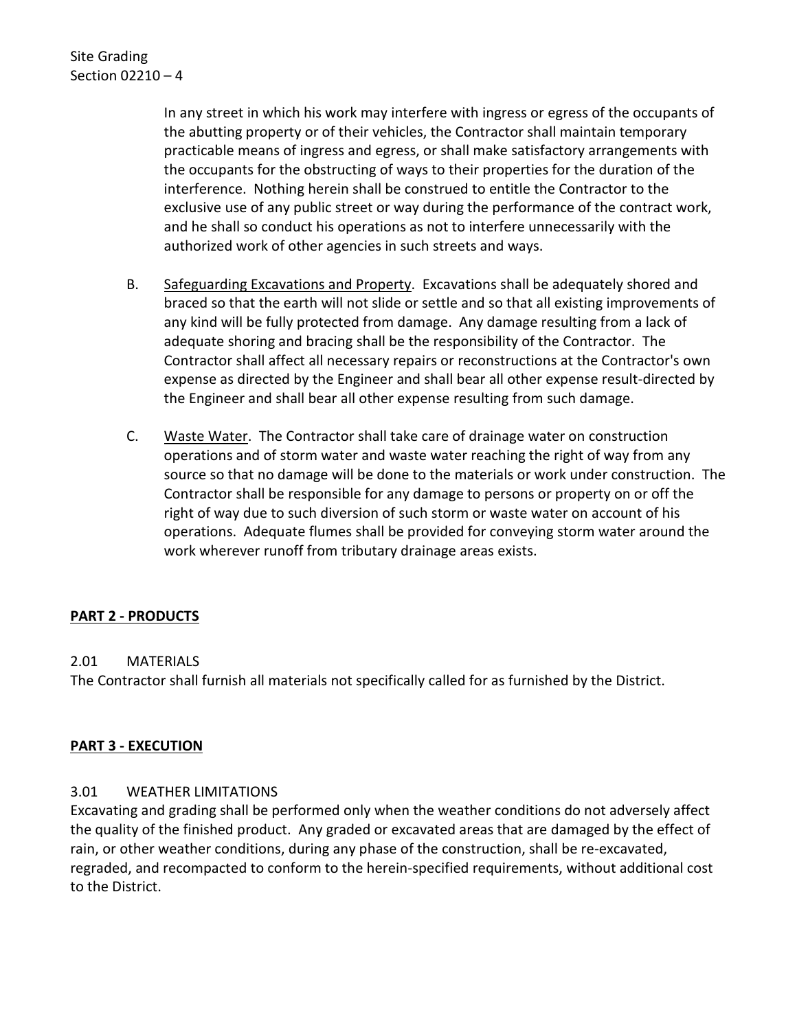In any street in which his work may interfere with ingress or egress of the occupants of the abutting property or of their vehicles, the Contractor shall maintain temporary practicable means of ingress and egress, or shall make satisfactory arrangements with the occupants for the obstructing of ways to their properties for the duration of the interference. Nothing herein shall be construed to entitle the Contractor to the exclusive use of any public street or way during the performance of the contract work, and he shall so conduct his operations as not to interfere unnecessarily with the authorized work of other agencies in such streets and ways.

B. Safeguarding Excavations and Property. Excavations shall be adequately shored and braced so that the earth will not slide or settle and so that all existing improvements of any kind will be fully protected from damage. Any damage resulting from a lack of adequate shoring and bracing shall be the responsibility of the Contractor. The Contractor shall affect all necessary repairs or reconstructions at the Contractor's own expense as directed by the Engineer and shall bear all other expense result-directed by the Engineer and shall bear all other expense resulting from such damage.

C. Waste Water. The Contractor shall take care of drainage water on construction operations and of storm water and waste water reaching the right of way from any source so that no damage will be done to the materials or work under construction. The Contractor shall be responsible for any damage to persons or property on or off the right of way due to such diversion of such storm or waste water on account of his operations. Adequate flumes shall be provided for conveying storm water around the work wherever runoff from tributary drainage areas exists.

## PART 2 - PRODUCTS

### 2.01 MATERIALS

The Contractor shall furnish all materials not specifically called for as furnished by the District.

## PART 3 - EXECUTION

### 3.01 WEATHER LIMITATIONS

Excavating and grading shall be performed only when the weather conditions do not adversely affect the quality of the finished product. Any graded or excavated areas that are damaged by the effect of rain, or other weather conditions, during any phase of the construction, shall be re-excavated, regraded, and recompacted to conform to the herein-specified requirements, without additional cost to the District.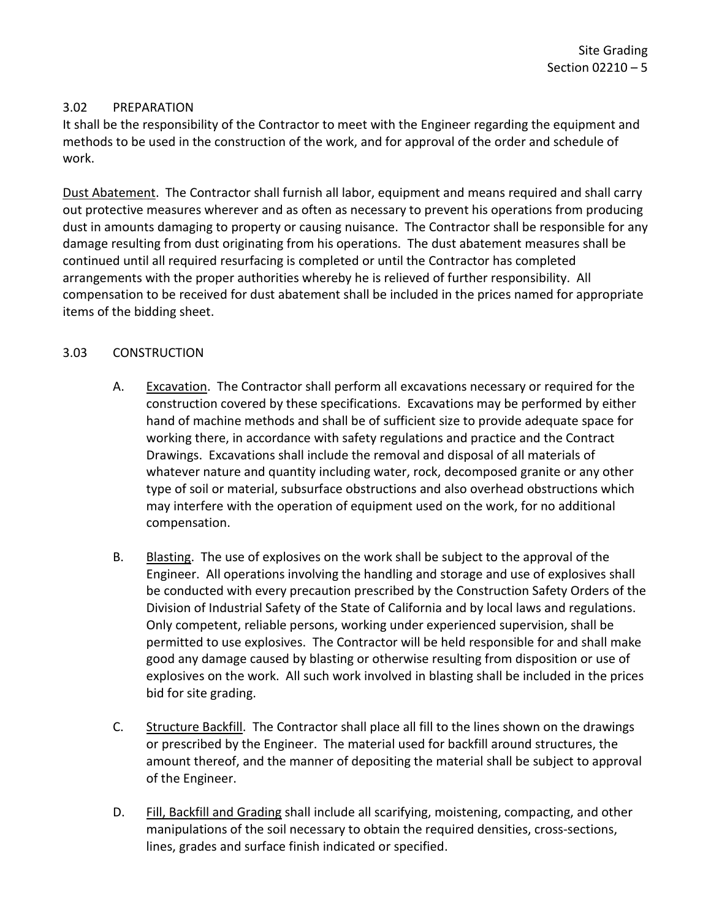## 3.02 PREPARATION

It shall be the responsibility of the Contractor to meet with the Engineer regarding the equipment and methods to be used in the construction of the work, and for approval of the order and schedule of work.

Dust Abatement. The Contractor shall furnish all labor, equipment and means required and shall carry out protective measures wherever and as often as necessary to prevent his operations from producing dust in amounts damaging to property or causing nuisance. The Contractor shall be responsible for any damage resulting from dust originating from his operations. The dust abatement measures shall be continued until all required resurfacing is completed or until the Contractor has completed arrangements with the proper authorities whereby he is relieved of further responsibility. All compensation to be received for dust abatement shall be included in the prices named for appropriate items of the bidding sheet.

## 3.03 CONSTRUCTION

A. Excavation. The Contractor shall perform all excavations necessary or required for the construction covered by these specifications. Excavations may be performed by either hand of machine methods and shall be of sufficient size to provide adequate space for working there, in accordance with safety regulations and practice and the Contract Drawings. Excavations shall include the removal and disposal of all materials of whatever nature and quantity including water, rock, decomposed granite or any other type of soil or material, subsurface obstructions and also overhead obstructions which may interfere with the operation of equipment used on the work, for no additional compensation.

B. Blasting. The use of explosives on the work shall be subject to the approval of the Engineer. All operations involving the handling and storage and use of explosives shall be conducted with every precaution prescribed by the Construction Safety Orders of the Division of Industrial Safety of the State of California and by local laws and regulations. Only competent, reliable persons, working under experienced supervision, shall be permitted to use explosives. The Contractor will be held responsible for and shall make good any damage caused by blasting or otherwise resulting from disposition or use of explosives on the work. All such work involved in blasting shall be included in the prices bid for site grading.

C. Structure Backfill. The Contractor shall place all fill to the lines shown on the drawings or prescribed by the Engineer. The material used for backfill around structures, the amount thereof, and the manner of depositing the material shall be subject to approval of the Engineer.

D. Fill, Backfill and Grading shall include all scarifying, moistening, compacting, and other manipulations of the soil necessary to obtain the required densities, cross-sections, lines, grades and surface finish indicated or specified.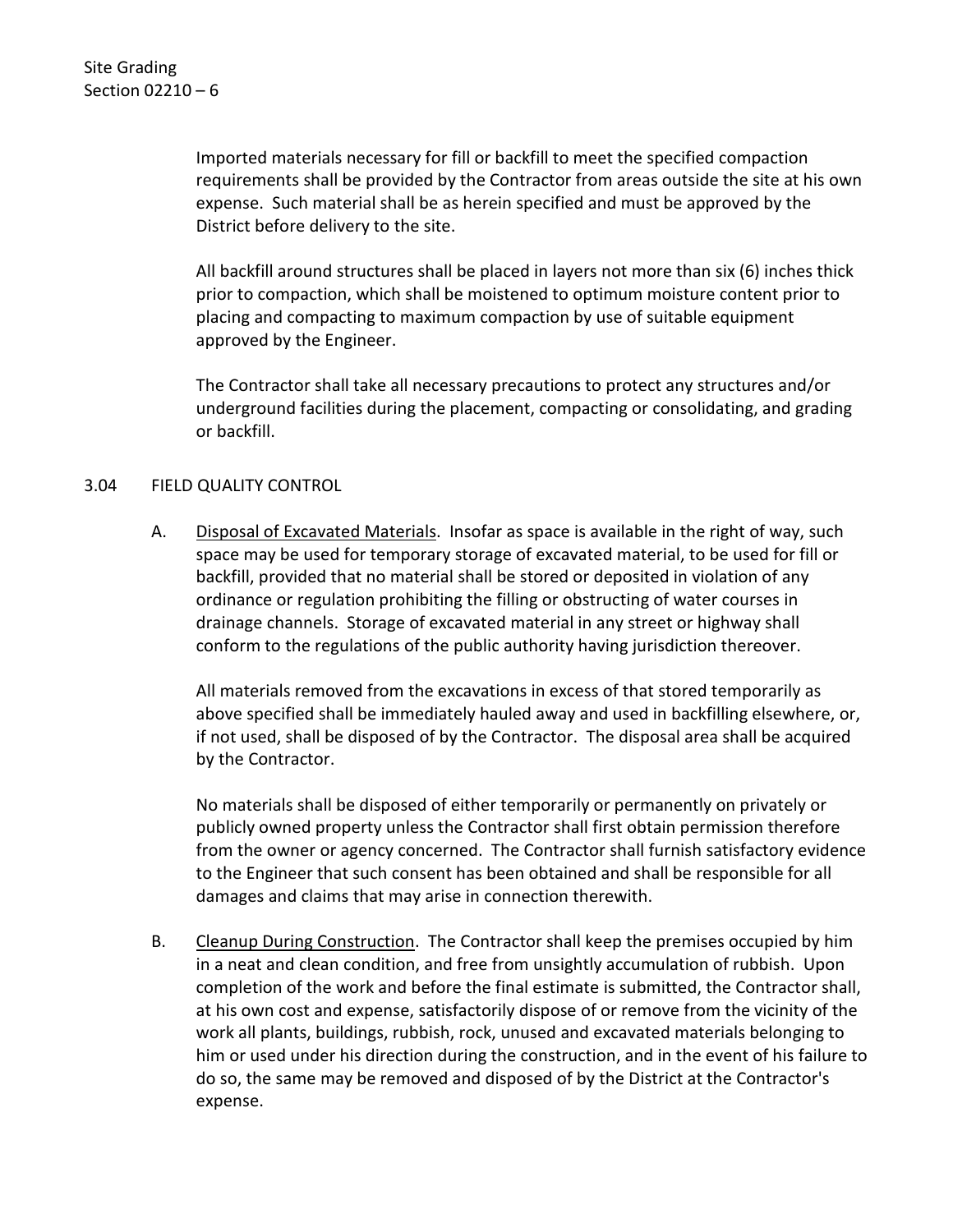Imported materials necessary for fill or backfill to meet the specified compaction requirements shall be provided by the Contractor from areas outside the site at his own expense. Such material shall be as herein specified and must be approved by the District before delivery to the site.

All backfill around structures shall be placed in layers not more than six (6) inches thick prior to compaction, which shall be moistened to optimum moisture content prior to placing and compacting to maximum compaction by use of suitable equipment approved by the Engineer.

The Contractor shall take all necessary precautions to protect any structures and/or underground facilities during the placement, compacting or consolidating, and grading or backfill.

3.04 FIELD QUALITY CONTROL

A. Disposal of Excavated Materials. Insofar as space is available in the right of way, such space may be used for temporary storage of excavated material, to be used for fill or backfill, provided that no material shall be stored or deposited in violation of any ordinance or regulation prohibiting the filling or obstructing of water courses in drainage channels. Storage of excavated material in any street or highway shall conform to the regulations of the public authority having jurisdiction thereover.

All materials removed from the excavations in excess of that stored temporarily as above specified shall be immediately hauled away and used in backfilling elsewhere, or, if not used, shall be disposed of by the Contractor. The disposal area shall be acquired by the Contractor.

No materials shall be disposed of either temporarily or permanently on privately or publicly owned property unless the Contractor shall first obtain permission therefore from the owner or agency concerned. The Contractor shall furnish satisfactory evidence to the Engineer that such consent has been obtained and shall be responsible for all damages and claims that may arise in connection therewith.

B. Cleanup During Construction. The Contractor shall keep the premises occupied by him in a neat and clean condition, and free from unsightly accumulation of rubbish. Upon completion of the work and before the final estimate is submitted, the Contractor shall, at his own cost and expense, satisfactorily dispose of or remove from the vicinity of the work all plants, buildings, rubbish, rock, unused and excavated materials belonging to him or used under his direction during the construction, and in the event of his failure to do so, the same may be removed and disposed of by the District at the Contractor's expense.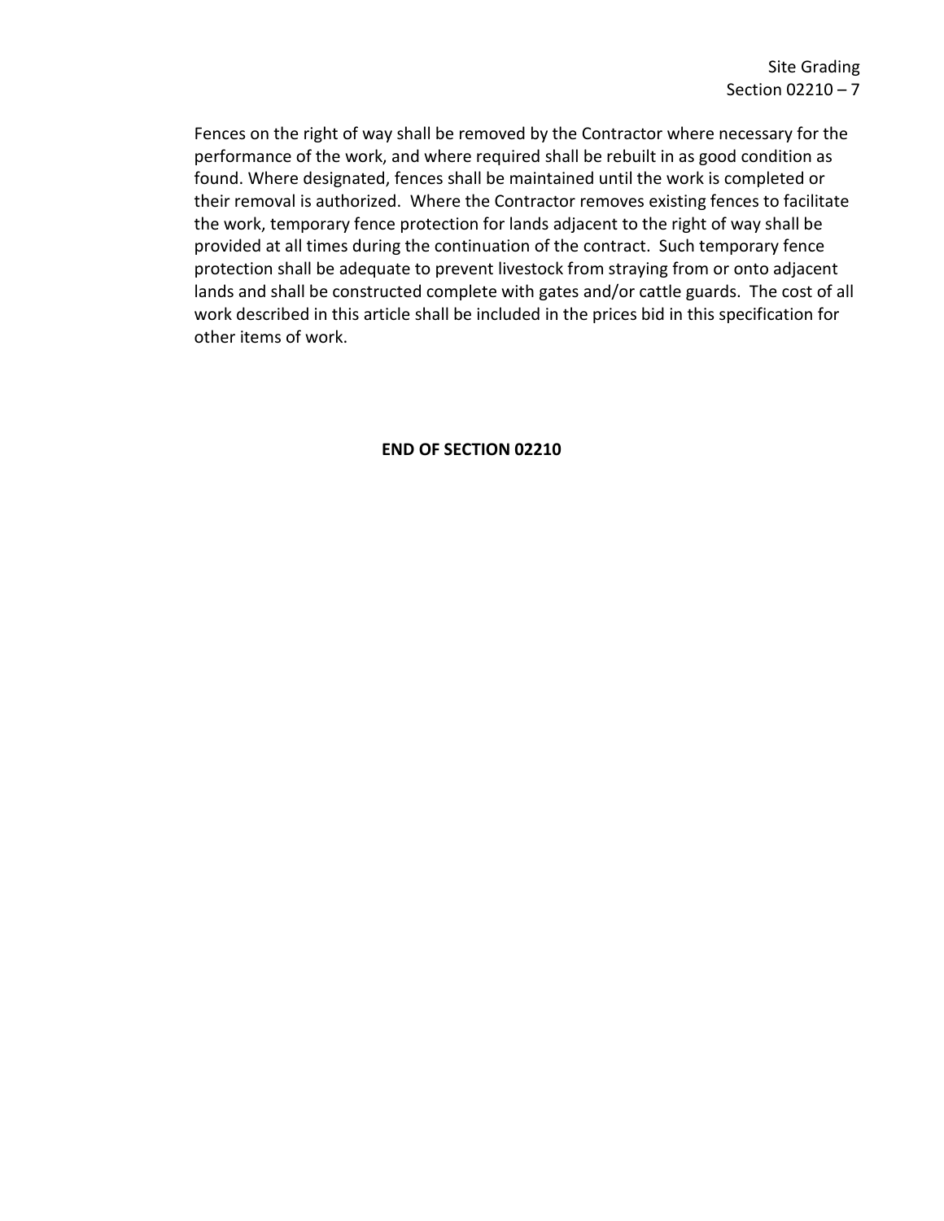Fences on the right of way shall be removed by the Contractor where necessary for the performance of the work, and where required shall be rebuilt in as good condition as found. Where designated, fences shall be maintained until the work is completed or their removal is authorized. Where the Contractor removes existing fences to facilitate the work, temporary fence protection for lands adjacent to the right of way shall be provided at all times during the continuation of the contract. Such temporary fence protection shall be adequate to prevent livestock from straying from or onto adjacent lands and shall be constructed complete with gates and/or cattle guards. The cost of all work described in this article shall be included in the prices bid in this specification for other items of work.

**END OF SECTION 02210**